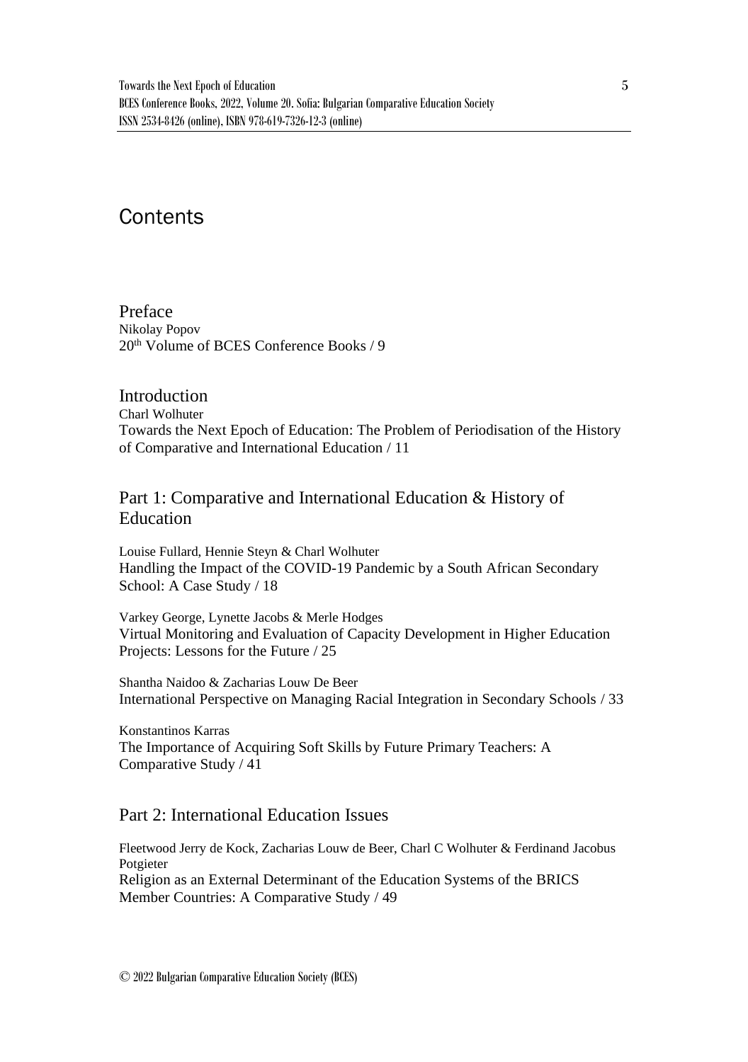# Contents

## Preface

Nikolay Popov
20th Volume of BCES Conference Books / 9

## Introduction

Charl Wolhuter
Towards the Next Epoch of Education: The Problem of Periodisation of the History of Comparative and International Education / 11

## Part 1: Comparative and International Education & History of Education

Louise Fullard, Hennie Steyn & Charl Wolhuter
Handling the Impact of the COVID-19 Pandemic by a South African Secondary School: A Case Study / 18

Varkey George, Lynette Jacobs & Merle Hodges
Virtual Monitoring and Evaluation of Capacity Development in Higher Education Projects: Lessons for the Future / 25

Shantha Naidoo & Zacharias Louw De Beer
International Perspective on Managing Racial Integration in Secondary Schools / 33

Konstantinos Karras
The Importance of Acquiring Soft Skills by Future Primary Teachers: A Comparative Study / 41

## Part 2: International Education Issues

Fleetwood Jerry de Kock, Zacharias Louw de Beer, Charl C Wolhuter & Ferdinand Jacobus Potgieter
Religion as an External Determinant of the Education Systems of the BRICS Member Countries: A Comparative Study / 49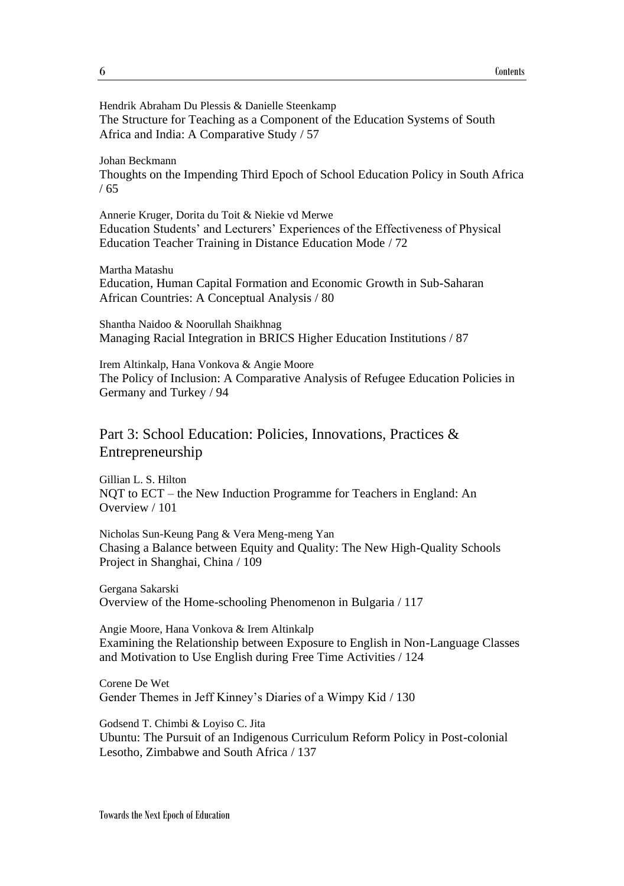Hendrik Abraham Du Plessis & Danielle Steenkamp
The Structure for Teaching as a Component of the Education Systems of South Africa and India: A Comparative Study / 57

Johan Beckmann
Thoughts on the Impending Third Epoch of School Education Policy in South Africa / 65

Annerie Kruger, Dorita du Toit & Niekie vd Merwe
Education Students' and Lecturers' Experiences of the Effectiveness of Physical Education Teacher Training in Distance Education Mode / 72

Martha Matashu
Education, Human Capital Formation and Economic Growth in Sub-Saharan African Countries: A Conceptual Analysis / 80

Shantha Naidoo & Noorullah Shaikhnag
Managing Racial Integration in BRICS Higher Education Institutions / 87

Irem Altinkalp, Hana Vonkova & Angie Moore
The Policy of Inclusion: A Comparative Analysis of Refugee Education Policies in Germany and Turkey / 94

## Part 3: School Education: Policies, Innovations, Practices & Entrepreneurship

Gillian L. S. Hilton
NQT to ECT – the New Induction Programme for Teachers in England: An Overview / 101

Nicholas Sun-Keung Pang & Vera Meng-meng Yan
Chasing a Balance between Equity and Quality: The New High-Quality Schools Project in Shanghai, China / 109

Gergana Sakarski
Overview of the Home-schooling Phenomenon in Bulgaria / 117

Angie Moore, Hana Vonkova & Irem Altinkalp
Examining the Relationship between Exposure to English in Non-Language Classes and Motivation to Use English during Free Time Activities / 124

Corene De Wet
Gender Themes in Jeff Kinney's Diaries of a Wimpy Kid / 130

Godsend T. Chimbi & Loyiso C. Jita
Ubuntu: The Pursuit of an Indigenous Curriculum Reform Policy in Post-colonial Lesotho, Zimbabwe and South Africa / 137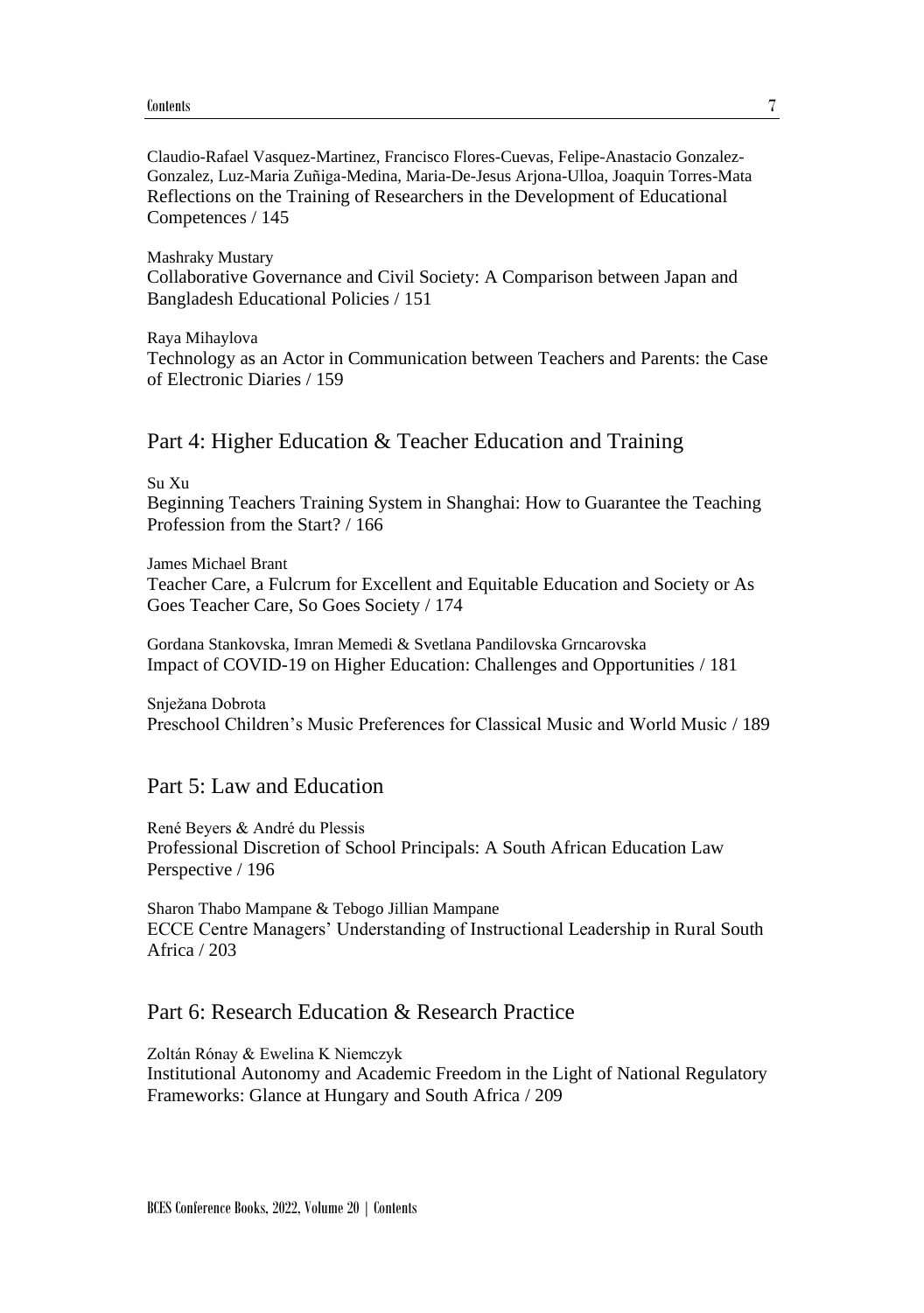Claudio-Rafael Vasquez-Martinez, Francisco Flores-Cuevas, Felipe-Anastacio Gonzalez-Gonzalez, Luz-Maria Zuñiga-Medina, Maria-De-Jesus Arjona-Ulloa, Joaquin Torres-Mata
Reflections on the Training of Researchers in the Development of Educational Competences / 145

Mashraky Mustary
Collaborative Governance and Civil Society: A Comparison between Japan and Bangladesh Educational Policies / 151

Raya Mihaylova
Technology as an Actor in Communication between Teachers and Parents: the Case of Electronic Diaries / 159

## Part 4: Higher Education & Teacher Education and Training

Su Xu
Beginning Teachers Training System in Shanghai: How to Guarantee the Teaching Profession from the Start? / 166

James Michael Brant
Teacher Care, a Fulcrum for Excellent and Equitable Education and Society or As Goes Teacher Care, So Goes Society / 174

Gordana Stankovska, Imran Memedi & Svetlana Pandilovska Grncarovska
Impact of COVID-19 on Higher Education: Challenges and Opportunities / 181

Snježana Dobrota
Preschool Children's Music Preferences for Classical Music and World Music / 189

## Part 5: Law and Education

René Beyers & André du Plessis
Professional Discretion of School Principals: A South African Education Law Perspective / 196

Sharon Thabo Mampane & Tebogo Jillian Mampane
ECCE Centre Managers' Understanding of Instructional Leadership in Rural South Africa / 203

## Part 6: Research Education & Research Practice

Zoltán Rónay & Ewelina K Niemczyk
Institutional Autonomy and Academic Freedom in the Light of National Regulatory Frameworks: Glance at Hungary and South Africa / 209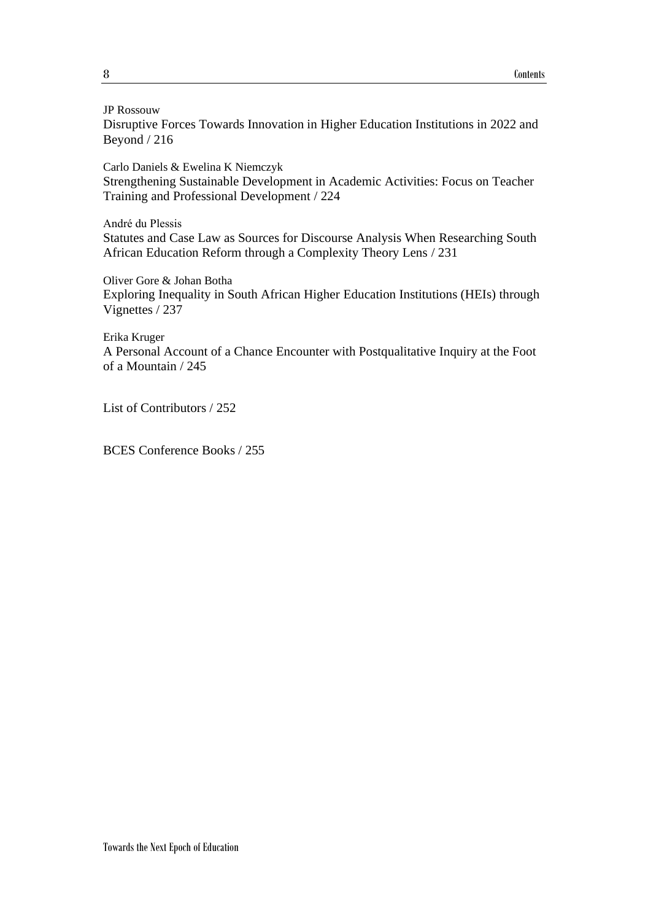JP Rossouw
Disruptive Forces Towards Innovation in Higher Education Institutions in 2022 and Beyond / 216

Carlo Daniels & Ewelina K Niemczyk
Strengthening Sustainable Development in Academic Activities: Focus on Teacher Training and Professional Development / 224

André du Plessis
Statutes and Case Law as Sources for Discourse Analysis When Researching South African Education Reform through a Complexity Theory Lens / 231

Oliver Gore & Johan Botha
Exploring Inequality in South African Higher Education Institutions (HEIs) through Vignettes / 237

Erika Kruger
A Personal Account of a Chance Encounter with Postqualitative Inquiry at the Foot of a Mountain / 245

List of Contributors / 252

BCES Conference Books / 255